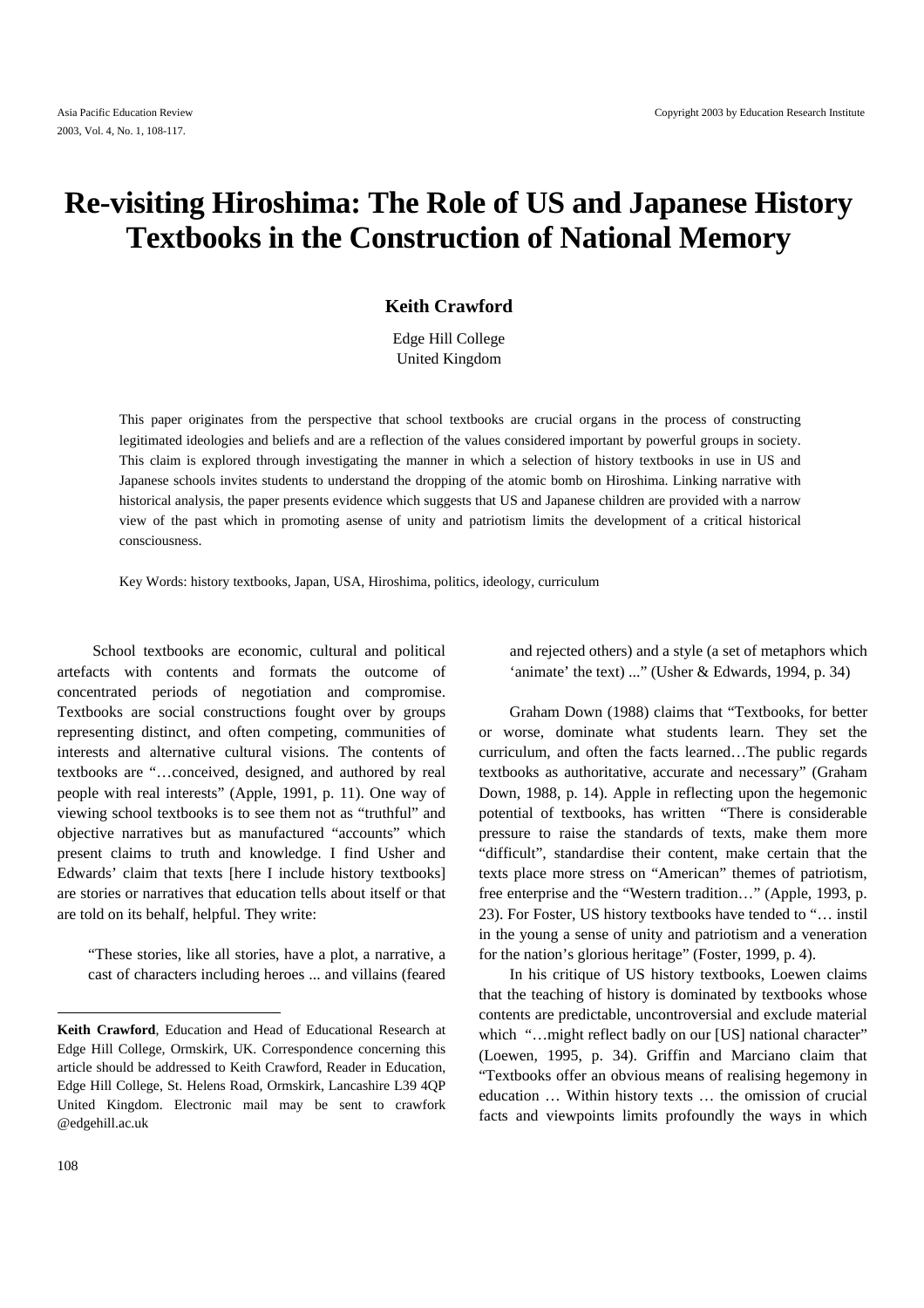# Re-visiting Hiroshima: The Role of US and Japanese History Textbooks in the Construction of National Memory

**Keith Crawford**

Edge Hill College
United Kingdom

This paper originates from the perspective that school textbooks are crucial organs in the process of constructing legitimated ideologies and beliefs and are a reflection of the values considered important by powerful groups in society. This claim is explored through investigating the manner in which a selection of history textbooks in use in US and Japanese schools invites students to understand the dropping of the atomic bomb on Hiroshima. Linking narrative with historical analysis, the paper presents evidence which suggests that US and Japanese children are provided with a narrow view of the past which in promoting asense of unity and patriotism limits the development of a critical historical consciousness.

Key Words: history textbooks, Japan, USA, Hiroshima, politics, ideology, curriculum

School textbooks are economic, cultural and political artefacts with contents and formats the outcome of concentrated periods of negotiation and compromise. Textbooks are social constructions fought over by groups representing distinct, and often competing, communities of interests and alternative cultural visions. The contents of textbooks are "…conceived, designed, and authored by real people with real interests" (Apple, 1991, p. 11). One way of viewing school textbooks is to see them not as "truthful" and objective narratives but as manufactured "accounts" which present claims to truth and knowledge. I find Usher and Edwards' claim that texts [here I include history textbooks] are stories or narratives that education tells about itself or that are told on its behalf, helpful. They write:

> "These stories, like all stories, have a plot, a narrative, a cast of characters including heroes ... and villains (feared and rejected others) and a style (a set of metaphors which 'animate' the text) ..." (Usher & Edwards, 1994, p. 34)

Graham Down (1988) claims that "Textbooks, for better or worse, dominate what students learn. They set the curriculum, and often the facts learned…The public regards textbooks as authoritative, accurate and necessary" (Graham Down, 1988, p. 14). Apple in reflecting upon the hegemonic potential of textbooks, has written "There is considerable pressure to raise the standards of texts, make them more "difficult", standardise their content, make certain that the texts place more stress on "American" themes of patriotism, free enterprise and the "Western tradition…" (Apple, 1993, p. 23). For Foster, US history textbooks have tended to "… instil in the young a sense of unity and patriotism and a veneration for the nation's glorious heritage" (Foster, 1999, p. 4).

In his critique of US history textbooks, Loewen claims that the teaching of history is dominated by textbooks whose contents are predictable, uncontroversial and exclude material which "…might reflect badly on our [US] national character" (Loewen, 1995, p. 34). Griffin and Marciano claim that "Textbooks offer an obvious means of realising hegemony in education … Within history texts … the omission of crucial facts and viewpoints limits profoundly the ways in which

---

**Keith Crawford**, Education and Head of Educational Research at Edge Hill College, Ormskirk, UK. Correspondence concerning this article should be addressed to Keith Crawford, Reader in Education, Edge Hill College, St. Helens Road, Ormskirk, Lancashire L39 4QP United Kingdom. Electronic mail may be sent to crawfork @edgehill.ac.uk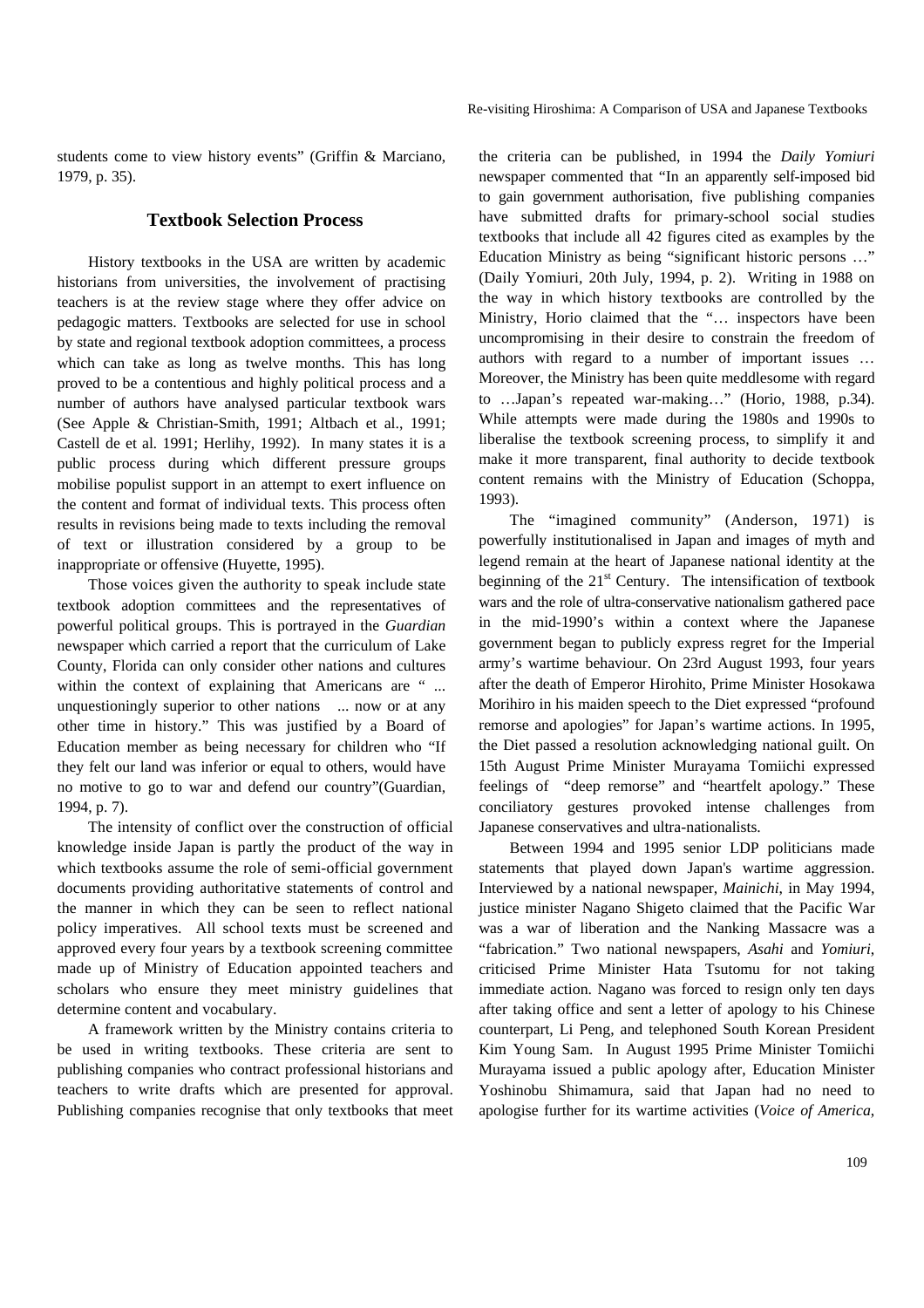students come to view history events" (Griffin & Marciano, 1979, p. 35).

## Textbook Selection Process

History textbooks in the USA are written by academic historians from universities, the involvement of practising teachers is at the review stage where they offer advice on pedagogic matters. Textbooks are selected for use in school by state and regional textbook adoption committees, a process which can take as long as twelve months. This has long proved to be a contentious and highly political process and a number of authors have analysed particular textbook wars (See Apple & Christian-Smith, 1991; Altbach et al., 1991; Castell de et al. 1991; Herlihy, 1992). In many states it is a public process during which different pressure groups mobilise populist support in an attempt to exert influence on the content and format of individual texts. This process often results in revisions being made to texts including the removal of text or illustration considered by a group to be inappropriate or offensive (Huyette, 1995).

Those voices given the authority to speak include state textbook adoption committees and the representatives of powerful political groups. This is portrayed in the *Guardian* newspaper which carried a report that the curriculum of Lake County, Florida can only consider other nations and cultures within the context of explaining that Americans are " ... unquestioningly superior to other nations ... now or at any other time in history." This was justified by a Board of Education member as being necessary for children who "If they felt our land was inferior or equal to others, would have no motive to go to war and defend our country"(Guardian, 1994, p. 7).

The intensity of conflict over the construction of official knowledge inside Japan is partly the product of the way in which textbooks assume the role of semi-official government documents providing authoritative statements of control and the manner in which they can be seen to reflect national policy imperatives. All school texts must be screened and approved every four years by a textbook screening committee made up of Ministry of Education appointed teachers and scholars who ensure they meet ministry guidelines that determine content and vocabulary.

A framework written by the Ministry contains criteria to be used in writing textbooks. These criteria are sent to publishing companies who contract professional historians and teachers to write drafts which are presented for approval. Publishing companies recognise that only textbooks that meet the criteria can be published, in 1994 the *Daily Yomiuri* newspaper commented that "In an apparently self-imposed bid to gain government authorisation, five publishing companies have submitted drafts for primary-school social studies textbooks that include all 42 figures cited as examples by the Education Ministry as being "significant historic persons …" (Daily Yomiuri, 20th July, 1994, p. 2). Writing in 1988 on the way in which history textbooks are controlled by the Ministry, Horio claimed that the "… inspectors have been uncompromising in their desire to constrain the freedom of authors with regard to a number of important issues … Moreover, the Ministry has been quite meddlesome with regard to …Japan's repeated war-making…" (Horio, 1988, p.34). While attempts were made during the 1980s and 1990s to liberalise the textbook screening process, to simplify it and make it more transparent, final authority to decide textbook content remains with the Ministry of Education (Schoppa, 1993).

The "imagined community" (Anderson, 1971) is powerfully institutionalised in Japan and images of myth and legend remain at the heart of Japanese national identity at the beginning of the 21st Century. The intensification of textbook wars and the role of ultra-conservative nationalism gathered pace in the mid-1990's within a context where the Japanese government began to publicly express regret for the Imperial army's wartime behaviour. On 23rd August 1993, four years after the death of Emperor Hirohito, Prime Minister Hosokawa Morihiro in his maiden speech to the Diet expressed "profound remorse and apologies" for Japan's wartime actions. In 1995, the Diet passed a resolution acknowledging national guilt. On 15th August Prime Minister Murayama Tomiichi expressed feelings of "deep remorse" and "heartfelt apology." These conciliatory gestures provoked intense challenges from Japanese conservatives and ultra-nationalists.

Between 1994 and 1995 senior LDP politicians made statements that played down Japan's wartime aggression. Interviewed by a national newspaper, *Mainichi*, in May 1994, justice minister Nagano Shigeto claimed that the Pacific War was a war of liberation and the Nanking Massacre was a "fabrication." Two national newspapers, *Asahi* and *Yomiuri*, criticised Prime Minister Hata Tsutomu for not taking immediate action. Nagano was forced to resign only ten days after taking office and sent a letter of apology to his Chinese counterpart, Li Peng, and telephoned South Korean President Kim Young Sam. In August 1995 Prime Minister Tomiichi Murayama issued a public apology after, Education Minister Yoshinobu Shimamura, said that Japan had no need to apologise further for its wartime activities (*Voice of America*,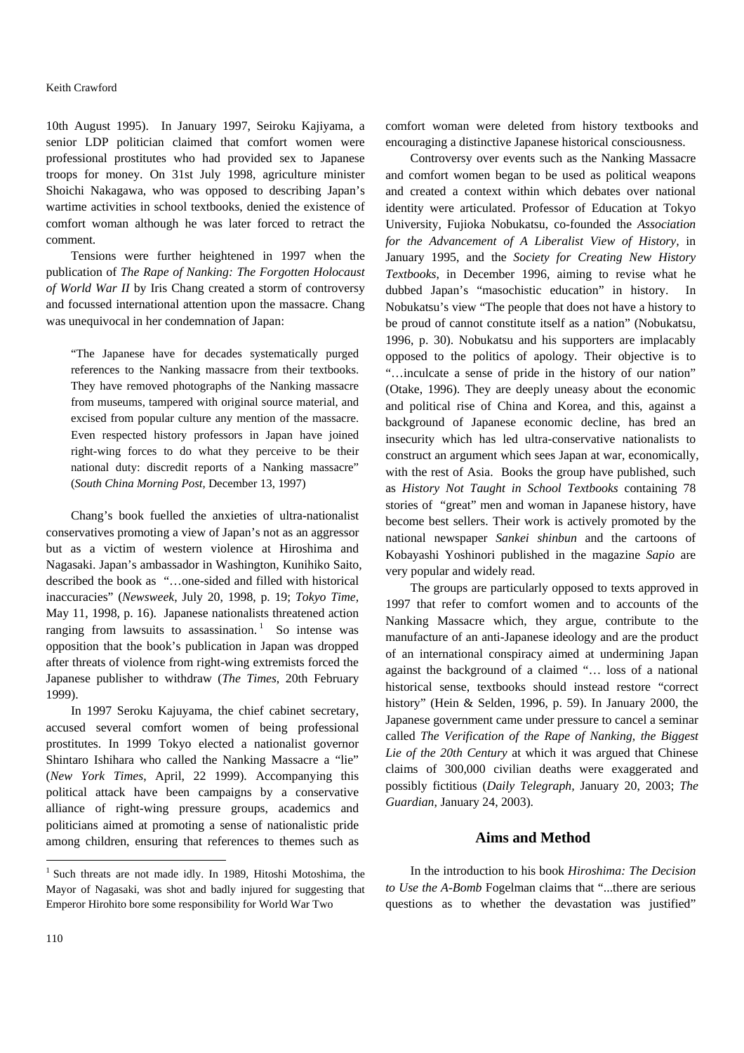10th August 1995). In January 1997, Seiroku Kajiyama, a senior LDP politician claimed that comfort women were professional prostitutes who had provided sex to Japanese troops for money. On 31st July 1998, agriculture minister Shoichi Nakagawa, who was opposed to describing Japan's wartime activities in school textbooks, denied the existence of comfort woman although he was later forced to retract the comment.

Tensions were further heightened in 1997 when the publication of *The Rape of Nanking: The Forgotten Holocaust of World War II* by Iris Chang created a storm of controversy and focussed international attention upon the massacre. Chang was unequivocal in her condemnation of Japan:

> "The Japanese have for decades systematically purged references to the Nanking massacre from their textbooks. They have removed photographs of the Nanking massacre from museums, tampered with original source material, and excised from popular culture any mention of the massacre. Even respected history professors in Japan have joined right-wing forces to do what they perceive to be their national duty: discredit reports of a Nanking massacre" (*South China Morning Post,* December 13, 1997)

Chang's book fuelled the anxieties of ultra-nationalist conservatives promoting a view of Japan's not as an aggressor but as a victim of western violence at Hiroshima and Nagasaki. Japan's ambassador in Washington, Kunihiko Saito, described the book as "…one-sided and filled with historical inaccuracies" (*Newsweek*, July 20, 1998, p. 19; *Tokyo Time,* May 11, 1998, p. 16). Japanese nationalists threatened action ranging from lawsuits to assassination.[1] So intense was opposition that the book's publication in Japan was dropped after threats of violence from right-wing extremists forced the Japanese publisher to withdraw (*The Times*, 20th February 1999).

In 1997 Seroku Kajuyama, the chief cabinet secretary, accused several comfort women of being professional prostitutes. In 1999 Tokyo elected a nationalist governor Shintaro Ishihara who called the Nanking Massacre a "lie" (*New York Times*, April, 22 1999). Accompanying this political attack have been campaigns by a conservative alliance of right-wing pressure groups, academics and politicians aimed at promoting a sense of nationalistic pride among children, ensuring that references to themes such as comfort woman were deleted from history textbooks and encouraging a distinctive Japanese historical consciousness.

Controversy over events such as the Nanking Massacre and comfort women began to be used as political weapons and created a context within which debates over national identity were articulated. Professor of Education at Tokyo University, Fujioka Nobukatsu, co-founded the *Association for the Advancement of A Liberalist View of History,* in January 1995, and the *Society for Creating New History Textbooks*, in December 1996, aiming to revise what he dubbed Japan's "masochistic education" in history. In Nobukatsu's view "The people that does not have a history to be proud of cannot constitute itself as a nation" (Nobukatsu, 1996, p. 30). Nobukatsu and his supporters are implacably opposed to the politics of apology. Their objective is to "…inculcate a sense of pride in the history of our nation" (Otake, 1996). They are deeply uneasy about the economic and political rise of China and Korea, and this, against a background of Japanese economic decline, has bred an insecurity which has led ultra-conservative nationalists to construct an argument which sees Japan at war, economically, with the rest of Asia. Books the group have published, such as *History Not Taught in School Textbooks* containing 78 stories of "great" men and woman in Japanese history, have become best sellers. Their work is actively promoted by the national newspaper *Sankei shinbun* and the cartoons of Kobayashi Yoshinori published in the magazine *Sapio* are very popular and widely read.

The groups are particularly opposed to texts approved in 1997 that refer to comfort women and to accounts of the Nanking Massacre which, they argue, contribute to the manufacture of an anti-Japanese ideology and are the product of an international conspiracy aimed at undermining Japan against the background of a claimed "… loss of a national historical sense, textbooks should instead restore "correct history" (Hein & Selden, 1996, p. 59). In January 2000, the Japanese government came under pressure to cancel a seminar called *The Verification of the Rape of Nanking, the Biggest Lie of the 20th Century* at which it was argued that Chinese claims of 300,000 civilian deaths were exaggerated and possibly fictitious (*Daily Telegraph,* January 20, 2003; *The Guardian*, January 24, 2003).

## Aims and Method

In the introduction to his book *Hiroshima: The Decision to Use the A-Bomb* Fogelman claims that "...there are serious questions as to whether the devastation was justified"

[1] Such threats are not made idly. In 1989, Hitoshi Motoshima, the Mayor of Nagasaki, was shot and badly injured for suggesting that Emperor Hirohito bore some responsibility for World War Two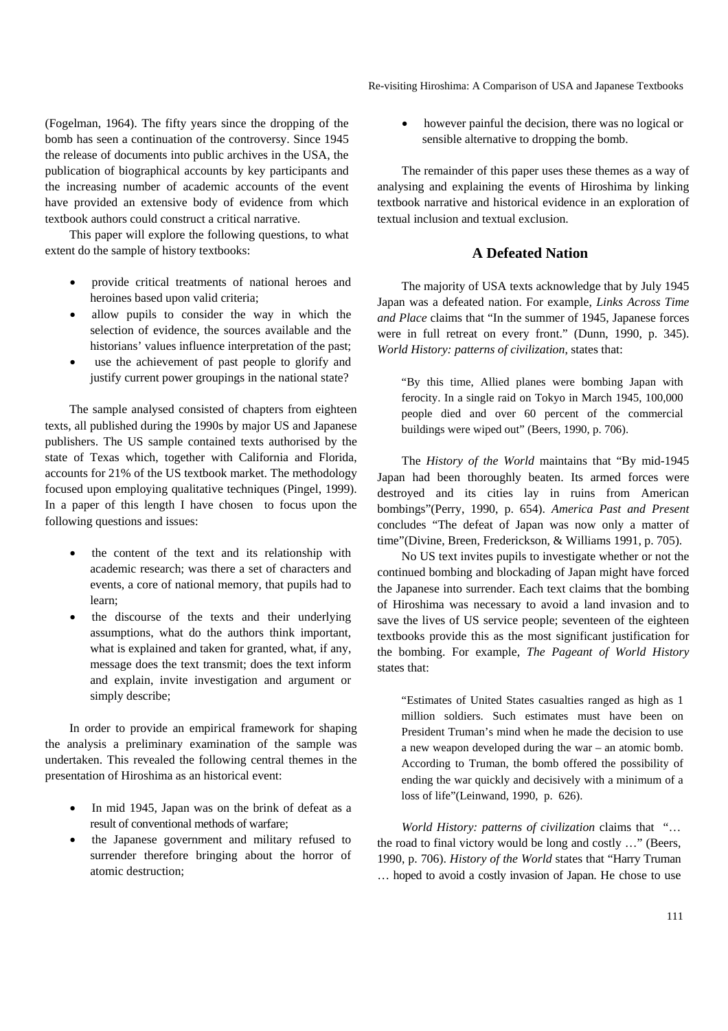(Fogelman, 1964). The fifty years since the dropping of the bomb has seen a continuation of the controversy. Since 1945 the release of documents into public archives in the USA, the publication of biographical accounts by key participants and the increasing number of academic accounts of the event have provided an extensive body of evidence from which textbook authors could construct a critical narrative.

This paper will explore the following questions, to what extent do the sample of history textbooks:

- provide critical treatments of national heroes and heroines based upon valid criteria;
- allow pupils to consider the way in which the selection of evidence, the sources available and the historians' values influence interpretation of the past;
- use the achievement of past people to glorify and justify current power groupings in the national state?

The sample analysed consisted of chapters from eighteen texts, all published during the 1990s by major US and Japanese publishers. The US sample contained texts authorised by the state of Texas which, together with California and Florida, accounts for 21% of the US textbook market. The methodology focused upon employing qualitative techniques (Pingel, 1999). In a paper of this length I have chosen to focus upon the following questions and issues:

- the content of the text and its relationship with academic research; was there a set of characters and events, a core of national memory, that pupils had to learn;
- the discourse of the texts and their underlying assumptions, what do the authors think important, what is explained and taken for granted, what, if any, message does the text transmit; does the text inform and explain, invite investigation and argument or simply describe;

In order to provide an empirical framework for shaping the analysis a preliminary examination of the sample was undertaken. This revealed the following central themes in the presentation of Hiroshima as an historical event:

- In mid 1945, Japan was on the brink of defeat as a result of conventional methods of warfare;
- the Japanese government and military refused to surrender therefore bringing about the horror of atomic destruction;
- however painful the decision, there was no logical or sensible alternative to dropping the bomb.

The remainder of this paper uses these themes as a way of analysing and explaining the events of Hiroshima by linking textbook narrative and historical evidence in an exploration of textual inclusion and textual exclusion.

## A Defeated Nation

The majority of USA texts acknowledge that by July 1945 Japan was a defeated nation. For example, *Links Across Time and Place* claims that "In the summer of 1945, Japanese forces were in full retreat on every front." (Dunn, 1990, p. 345). *World History: patterns of civilization*, states that:

> "By this time, Allied planes were bombing Japan with ferocity. In a single raid on Tokyo in March 1945, 100,000 people died and over 60 percent of the commercial buildings were wiped out" (Beers, 1990, p. 706).

The *History of the World* maintains that "By mid-1945 Japan had been thoroughly beaten. Its armed forces were destroyed and its cities lay in ruins from American bombings"(Perry, 1990, p. 654). *America Past and Present* concludes "The defeat of Japan was now only a matter of time"(Divine, Breen, Frederickson, & Williams 1991, p. 705).

No US text invites pupils to investigate whether or not the continued bombing and blockading of Japan might have forced the Japanese into surrender. Each text claims that the bombing of Hiroshima was necessary to avoid a land invasion and to save the lives of US service people; seventeen of the eighteen textbooks provide this as the most significant justification for the bombing. For example, *The Pageant of World History* states that:

> "Estimates of United States casualties ranged as high as 1 million soldiers. Such estimates must have been on President Truman's mind when he made the decision to use a new weapon developed during the war – an atomic bomb. According to Truman, the bomb offered the possibility of ending the war quickly and decisively with a minimum of a loss of life"(Leinwand, 1990, p. 626).

*World History: patterns of civilization* claims that "… the road to final victory would be long and costly …" (Beers, 1990, p. 706). *History of the World* states that "Harry Truman … hoped to avoid a costly invasion of Japan. He chose to use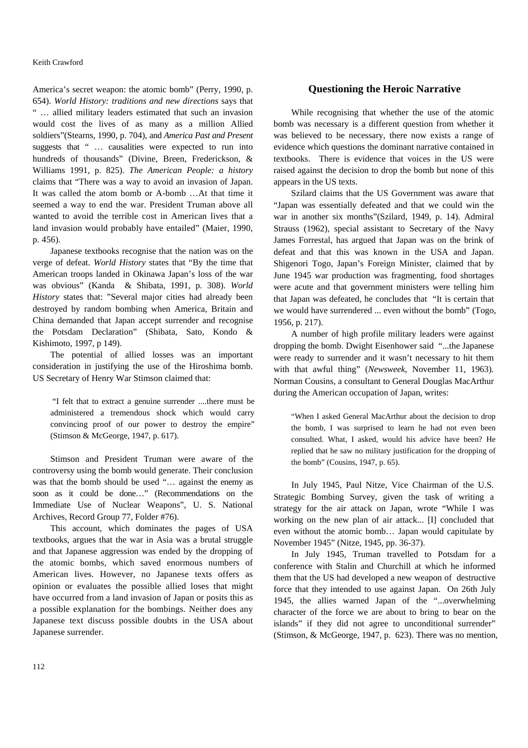America's secret weapon: the atomic bomb" (Perry, 1990, p. 654). *World History: traditions and new directions* says that " … allied military leaders estimated that such an invasion would cost the lives of as many as a million Allied soldiers"(Stearns, 1990, p. 704), and *America Past and Present* suggests that " … causalities were expected to run into hundreds of thousands" (Divine, Breen, Frederickson, & Williams 1991, p. 825). *The American People: a history* claims that "There was a way to avoid an invasion of Japan. It was called the atom bomb or A-bomb …At that time it seemed a way to end the war. President Truman above all wanted to avoid the terrible cost in American lives that a land invasion would probably have entailed" (Maier, 1990, p. 456).

Japanese textbooks recognise that the nation was on the verge of defeat. *World History* states that "By the time that American troops landed in Okinawa Japan's loss of the war was obvious" (Kanda & Shibata, 1991, p. 308). *World History* states that: "Several major cities had already been destroyed by random bombing when America, Britain and China demanded that Japan accept surrender and recognise the Potsdam Declaration" (Shibata, Sato, Kondo & Kishimoto, 1997, p 149).

The potential of allied losses was an important consideration in justifying the use of the Hiroshima bomb. US Secretary of Henry War Stimson claimed that:

> "I felt that to extract a genuine surrender ....there must be administered a tremendous shock which would carry convincing proof of our power to destroy the empire" (Stimson & McGeorge, 1947, p. 617).

Stimson and President Truman were aware of the controversy using the bomb would generate. Their conclusion was that the bomb should be used "… against the enemy as soon as it could be done…" (Recommendations on the Immediate Use of Nuclear Weapons", U. S. National Archives, Record Group 77, Folder #76).

This account, which dominates the pages of USA textbooks, argues that the war in Asia was a brutal struggle and that Japanese aggression was ended by the dropping of the atomic bombs, which saved enormous numbers of American lives. However, no Japanese texts offers as opinion or evaluates the possible allied loses that might have occurred from a land invasion of Japan or posits this as a possible explanation for the bombings. Neither does any Japanese text discuss possible doubts in the USA about Japanese surrender.

## Questioning the Heroic Narrative

While recognising that whether the use of the atomic bomb was necessary is a different question from whether it was believed to be necessary, there now exists a range of evidence which questions the dominant narrative contained in textbooks. There is evidence that voices in the US were raised against the decision to drop the bomb but none of this appears in the US texts.

Szilard claims that the US Government was aware that "Japan was essentially defeated and that we could win the war in another six months"(Szilard, 1949, p. 14). Admiral Strauss (1962), special assistant to Secretary of the Navy James Forrestal, has argued that Japan was on the brink of defeat and that this was known in the USA and Japan. Shigenori Togo, Japan's Foreign Minister, claimed that by June 1945 war production was fragmenting, food shortages were acute and that government ministers were telling him that Japan was defeated, he concludes that "It is certain that we would have surrendered ... even without the bomb" (Togo, 1956, p. 217).

A number of high profile military leaders were against dropping the bomb. Dwight Eisenhower said "...the Japanese were ready to surrender and it wasn't necessary to hit them with that awful thing" (*Newsweek*, November 11, 1963). Norman Cousins, a consultant to General Douglas MacArthur during the American occupation of Japan, writes:

> "When I asked General MacArthur about the decision to drop the bomb, I was surprised to learn he had not even been consulted. What, I asked, would his advice have been? He replied that he saw no military justification for the dropping of the bomb" (Cousins, 1947, p. 65).

In July 1945, Paul Nitze, Vice Chairman of the U.S. Strategic Bombing Survey, given the task of writing a strategy for the air attack on Japan, wrote "While I was working on the new plan of air attack... [I] concluded that even without the atomic bomb… Japan would capitulate by November 1945" (Nitze, 1945, pp. 36-37).

In July 1945, Truman travelled to Potsdam for a conference with Stalin and Churchill at which he informed them that the US had developed a new weapon of destructive force that they intended to use against Japan. On 26th July 1945, the allies warned Japan of the "...overwhelming character of the force we are about to bring to bear on the islands" if they did not agree to unconditional surrender" (Stimson, & McGeorge, 1947, p. 623). There was no mention,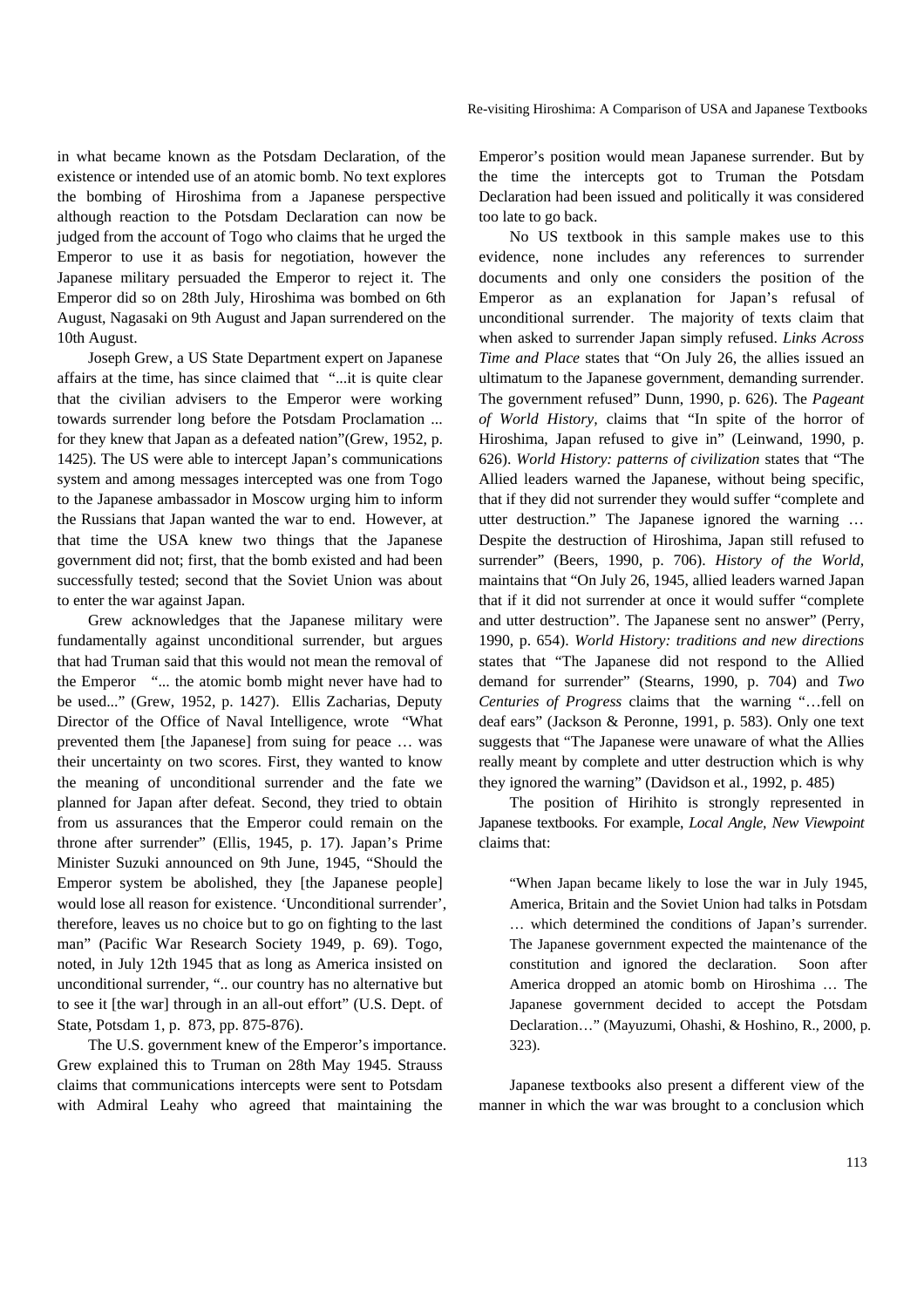in what became known as the Potsdam Declaration, of the existence or intended use of an atomic bomb. No text explores the bombing of Hiroshima from a Japanese perspective although reaction to the Potsdam Declaration can now be judged from the account of Togo who claims that he urged the Emperor to use it as basis for negotiation, however the Japanese military persuaded the Emperor to reject it. The Emperor did so on 28th July, Hiroshima was bombed on 6th August, Nagasaki on 9th August and Japan surrendered on the 10th August.

Joseph Grew, a US State Department expert on Japanese affairs at the time, has since claimed that "...it is quite clear that the civilian advisers to the Emperor were working towards surrender long before the Potsdam Proclamation ... for they knew that Japan as a defeated nation"(Grew, 1952, p. 1425). The US were able to intercept Japan's communications system and among messages intercepted was one from Togo to the Japanese ambassador in Moscow urging him to inform the Russians that Japan wanted the war to end. However, at that time the USA knew two things that the Japanese government did not; first, that the bomb existed and had been successfully tested; second that the Soviet Union was about to enter the war against Japan.

Grew acknowledges that the Japanese military were fundamentally against unconditional surrender, but argues that had Truman said that this would not mean the removal of the Emperor "... the atomic bomb might never have had to be used..." (Grew, 1952, p. 1427). Ellis Zacharias, Deputy Director of the Office of Naval Intelligence, wrote "What prevented them [the Japanese] from suing for peace … was their uncertainty on two scores. First, they wanted to know the meaning of unconditional surrender and the fate we planned for Japan after defeat. Second, they tried to obtain from us assurances that the Emperor could remain on the throne after surrender" (Ellis, 1945, p. 17). Japan's Prime Minister Suzuki announced on 9th June, 1945, "Should the Emperor system be abolished, they [the Japanese people] would lose all reason for existence. 'Unconditional surrender', therefore, leaves us no choice but to go on fighting to the last man" (Pacific War Research Society 1949, p. 69). Togo, noted, in July 12th 1945 that as long as America insisted on unconditional surrender, ".. our country has no alternative but to see it [the war] through in an all-out effort" (U.S. Dept. of State, Potsdam 1, p. 873, pp. 875-876).

The U.S. government knew of the Emperor's importance. Grew explained this to Truman on 28th May 1945. Strauss claims that communications intercepts were sent to Potsdam with Admiral Leahy who agreed that maintaining the Emperor's position would mean Japanese surrender. But by the time the intercepts got to Truman the Potsdam Declaration had been issued and politically it was considered too late to go back.

No US textbook in this sample makes use to this evidence, none includes any references to surrender documents and only one considers the position of the Emperor as an explanation for Japan's refusal of unconditional surrender. The majority of texts claim that when asked to surrender Japan simply refused. *Links Across Time and Place* states that "On July 26, the allies issued an ultimatum to the Japanese government, demanding surrender. The government refused" Dunn, 1990, p. 626). The *Pageant of World History*, claims that "In spite of the horror of Hiroshima, Japan refused to give in" (Leinwand, 1990, p. 626). *World History: patterns of civilization* states that "The Allied leaders warned the Japanese, without being specific, that if they did not surrender they would suffer "complete and utter destruction." The Japanese ignored the warning … Despite the destruction of Hiroshima, Japan still refused to surrender" (Beers, 1990, p. 706). *History of the World*, maintains that "On July 26, 1945, allied leaders warned Japan that if it did not surrender at once it would suffer "complete and utter destruction". The Japanese sent no answer" (Perry, 1990, p. 654). *World History: traditions and new directions* states that "The Japanese did not respond to the Allied demand for surrender" (Stearns, 1990, p. 704) and *Two Centuries of Progress* claims that the warning "…fell on deaf ears" (Jackson & Peronne, 1991, p. 583). Only one text suggests that "The Japanese were unaware of what the Allies really meant by complete and utter destruction which is why they ignored the warning" (Davidson et al., 1992, p. 485)

The position of Hirihito is strongly represented in Japanese textbooks. For example, *Local Angle, New Viewpoint* claims that:

> "When Japan became likely to lose the war in July 1945, America, Britain and the Soviet Union had talks in Potsdam … which determined the conditions of Japan's surrender. The Japanese government expected the maintenance of the constitution and ignored the declaration. Soon after America dropped an atomic bomb on Hiroshima … The Japanese government decided to accept the Potsdam Declaration…" (Mayuzumi, Ohashi, & Hoshino, R., 2000, p. 323).

Japanese textbooks also present a different view of the manner in which the war was brought to a conclusion which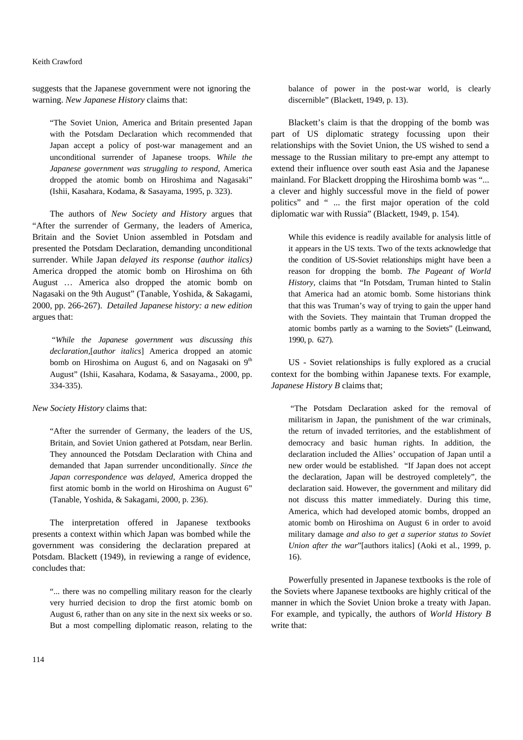suggests that the Japanese government were not ignoring the warning. *New Japanese History* claims that:

> "The Soviet Union, America and Britain presented Japan with the Potsdam Declaration which recommended that Japan accept a policy of post-war management and an unconditional surrender of Japanese troops. *While the Japanese government was struggling to respond*, America dropped the atomic bomb on Hiroshima and Nagasaki" (Ishii, Kasahara, Kodama, & Sasayama, 1995, p. 323).

The authors of *New Society and History* argues that "After the surrender of Germany, the leaders of America, Britain and the Soviet Union assembled in Potsdam and presented the Potsdam Declaration, demanding unconditional surrender. While Japan *delayed its response (author italics)* America dropped the atomic bomb on Hiroshima on 6th August … America also dropped the atomic bomb on Nagasaki on the 9th August" (Tanable, Yoshida, & Sakagami, 2000, pp. 266-267). *Detailed Japanese history: a new edition* argues that:

> "*While the Japanese government was discussing this declaration*,[*author italics*] America dropped an atomic bomb on Hiroshima on August 6, and on Nagasaki on 9th August" (Ishii, Kasahara, Kodama, & Sasayama., 2000, pp. 334-335).

*New Society History* claims that:

> "After the surrender of Germany, the leaders of the US, Britain, and Soviet Union gathered at Potsdam, near Berlin. They announced the Potsdam Declaration with China and demanded that Japan surrender unconditionally. *Since the Japan correspondence was delayed*, America dropped the first atomic bomb in the world on Hiroshima on August 6" (Tanable, Yoshida, & Sakagami, 2000, p. 236).

The interpretation offered in Japanese textbooks presents a context within which Japan was bombed while the government was considering the declaration prepared at Potsdam. Blackett (1949), in reviewing a range of evidence, concludes that:

> "... there was no compelling military reason for the clearly very hurried decision to drop the first atomic bomb on August 6, rather than on any site in the next six weeks or so. But a most compelling diplomatic reason, relating to the balance of power in the post-war world, is clearly discernible" (Blackett, 1949, p. 13).

Blackett's claim is that the dropping of the bomb was part of US diplomatic strategy focussing upon their relationships with the Soviet Union, the US wished to send a message to the Russian military to pre-empt any attempt to extend their influence over south east Asia and the Japanese mainland. For Blackett dropping the Hiroshima bomb was "... a clever and highly successful move in the field of power politics" and " ... the first major operation of the cold diplomatic war with Russia" (Blackett, 1949, p. 154).

> While this evidence is readily available for analysis little of it appears in the US texts. Two of the texts acknowledge that the condition of US-Soviet relationships might have been a reason for dropping the bomb. *The Pageant of World History*, claims that "In Potsdam, Truman hinted to Stalin that America had an atomic bomb. Some historians think that this was Truman's way of trying to gain the upper hand with the Soviets. They maintain that Truman dropped the atomic bombs partly as a warning to the Soviets" (Leinwand, 1990, p. 627).

US - Soviet relationships is fully explored as a crucial context for the bombing within Japanese texts. For example, *Japanese History B* claims that;

> "The Potsdam Declaration asked for the removal of militarism in Japan, the punishment of the war criminals, the return of invaded territories, and the establishment of democracy and basic human rights. In addition, the declaration included the Allies' occupation of Japan until a new order would be established. "If Japan does not accept the declaration, Japan will be destroyed completely", the declaration said. However, the government and military did not discuss this matter immediately. During this time, America, which had developed atomic bombs, dropped an atomic bomb on Hiroshima on August 6 in order to avoid military damage *and also to get a superior status to Soviet Union after the war*"[authors italics] (Aoki et al., 1999, p. 16).

Powerfully presented in Japanese textbooks is the role of the Soviets where Japanese textbooks are highly critical of the manner in which the Soviet Union broke a treaty with Japan. For example, and typically, the authors of *World History B* write that: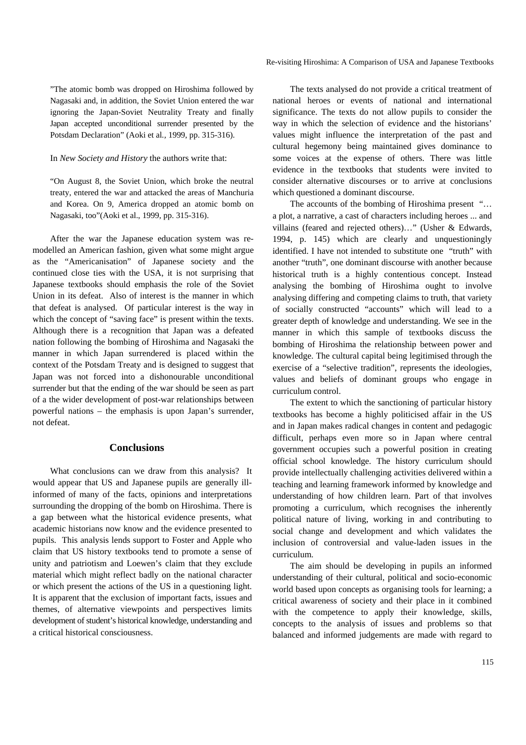"The atomic bomb was dropped on Hiroshima followed by Nagasaki and, in addition, the Soviet Union entered the war ignoring the Japan-Soviet Neutrality Treaty and finally Japan accepted unconditional surrender presented by the Potsdam Declaration" (Aoki et al*.,* 1999, pp. 315-316).

> In *New Society and History* the authors write that:

> "On August 8, the Soviet Union, which broke the neutral treaty, entered the war and attacked the areas of Manchuria and Korea. On 9, America dropped an atomic bomb on Nagasaki, too"(Aoki et al., 1999, pp. 315-316).

After the war the Japanese education system was re-modelled an American fashion, given what some might argue as the "Americanisation" of Japanese society and the continued close ties with the USA, it is not surprising that Japanese textbooks should emphasis the role of the Soviet Union in its defeat. Also of interest is the manner in which that defeat is analysed. Of particular interest is the way in which the concept of "saving face" is present within the texts. Although there is a recognition that Japan was a defeated nation following the bombing of Hiroshima and Nagasaki the manner in which Japan surrendered is placed within the context of the Potsdam Treaty and is designed to suggest that Japan was not forced into a dishonourable unconditional surrender but that the ending of the war should be seen as part of a the wider development of post-war relationships between powerful nations – the emphasis is upon Japan's surrender, not defeat.

## Conclusions

What conclusions can we draw from this analysis? It would appear that US and Japanese pupils are generally ill-informed of many of the facts, opinions and interpretations surrounding the dropping of the bomb on Hiroshima. There is a gap between what the historical evidence presents, what academic historians now know and the evidence presented to pupils. This analysis lends support to Foster and Apple who claim that US history textbooks tend to promote a sense of unity and patriotism and Loewen's claim that they exclude material which might reflect badly on the national character or which present the actions of the US in a questioning light. It is apparent that the exclusion of important facts, issues and themes, of alternative viewpoints and perspectives limits development of student's historical knowledge, understanding and a critical historical consciousness.

The texts analysed do not provide a critical treatment of national heroes or events of national and international significance. The texts do not allow pupils to consider the way in which the selection of evidence and the historians' values might influence the interpretation of the past and cultural hegemony being maintained gives dominance to some voices at the expense of others. There was little evidence in the textbooks that students were invited to consider alternative discourses or to arrive at conclusions which questioned a dominant discourse.

The accounts of the bombing of Hiroshima present "… a plot, a narrative, a cast of characters including heroes ... and villains (feared and rejected others)…" (Usher & Edwards, 1994, p. 145) which are clearly and unquestioningly identified. I have not intended to substitute one "truth" with another "truth", one dominant discourse with another because historical truth is a highly contentious concept. Instead analysing the bombing of Hiroshima ought to involve analysing differing and competing claims to truth, that variety of socially constructed "accounts" which will lead to a greater depth of knowledge and understanding. We see in the manner in which this sample of textbooks discuss the bombing of Hiroshima the relationship between power and knowledge. The cultural capital being legitimised through the exercise of a "selective tradition", represents the ideologies, values and beliefs of dominant groups who engage in curriculum control.

The extent to which the sanctioning of particular history textbooks has become a highly politicised affair in the US and in Japan makes radical changes in content and pedagogic difficult, perhaps even more so in Japan where central government occupies such a powerful position in creating official school knowledge. The history curriculum should provide intellectually challenging activities delivered within a teaching and learning framework informed by knowledge and understanding of how children learn. Part of that involves promoting a curriculum, which recognises the inherently political nature of living, working in and contributing to social change and development and which validates the inclusion of controversial and value-laden issues in the curriculum.

The aim should be developing in pupils an informed understanding of their cultural, political and socio-economic world based upon concepts as organising tools for learning; a critical awareness of society and their place in it combined with the competence to apply their knowledge, skills, concepts to the analysis of issues and problems so that balanced and informed judgements are made with regard to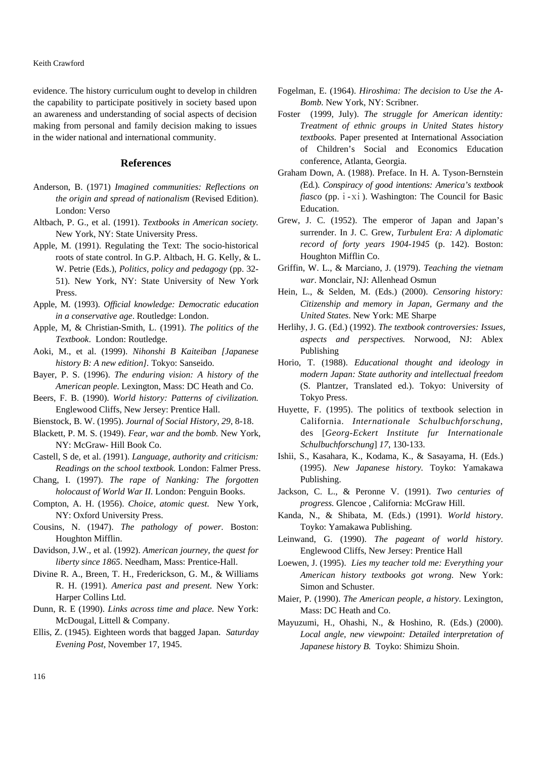evidence. The history curriculum ought to develop in children the capability to participate positively in society based upon an awareness and understanding of social aspects of decision making from personal and family decision making to issues in the wider national and international community.

## References

Anderson, B. (1971) *Imagined communities: Reflections on the origin and spread of nationalism* (Revised Edition). London: Verso

Altbach, P. G., et al. (1991). *Textbooks in American society.* New York, NY: State University Press.

Apple, M. (1991). Regulating the Text: The socio-historical roots of state control. In G.P. Altbach, H. G. Kelly, & L. W. Petrie (Eds.), *Politics, policy and pedagogy* (pp. 32-51). New York, NY: State University of New York Press.

Apple, M. (1993). *Official knowledge: Democratic education in a conservative age*. Routledge: London.

Apple, M, & Christian-Smith, L. (1991). *The politics of the Textbook*. London: Routledge.

Aoki, M., et al. (1999). *Nihonshi B Kaiteiban [Japanese history B: A new edition]*. Tokyo: Sanseido.

Bayer, P. S. (1996). *The enduring vision: A history of the American people*. Lexington, Mass: DC Heath and Co.

Beers, F. B. (1990). *World history: Patterns of civilization.* Englewood Cliffs, New Jersey: Prentice Hall.

Bienstock, B. W. (1995). *Journal of Social History, 29*, 8-18.

Blackett, P. M. S. (1949). *Fear, war and the bomb.* New York, NY: McGraw- Hill Book Co.

Castell, S de, et al. (1991). *Language, authority and criticism: Readings on the school textbook.* London: Falmer Press.

Chang, I. (1997). *The rape of Nanking: The forgotten holocaust of World War II.* London: Penguin Books.

Compton, A. H. (1956). *Choice, atomic quest.* New York, NY: Oxford University Press.

Cousins, N. (1947). *The pathology of power*. Boston: Houghton Mifflin.

Davidson, J.W., et al. (1992). *American journey, the quest for liberty since 1865*. Needham, Mass: Prentice-Hall.

Divine R. A., Breen, T. H., Frederickson, G. M., & Williams R. H. (1991). *America past and present.* New York: Harper Collins Ltd.

Dunn, R. E (1990). *Links across time and place.* New York: McDougal, Littell & Company.

Ellis, Z. (1945). Eighteen words that bagged Japan. *Saturday Evening Post*, November 17, 1945.

Fogelman, E. (1964). *Hiroshima: The decision to Use the A-Bomb.* New York, NY: Scribner.

Foster (1999, July). *The struggle for American identity: Treatment of ethnic groups in United States history textbooks.* Paper presented at International Association of Children's Social and Economics Education conference, Atlanta, Georgia.

Graham Down, A. (1988). Preface. In H. A. Tyson-Bernstein (Ed.). *Conspiracy of good intentions: America's textbook fiasco* (pp. ⅰ-ⅹⅰ). Washington: The Council for Basic Education.

Grew, J. C. (1952). The emperor of Japan and Japan's surrender. In J. C. Grew, *Turbulent Era: A diplomatic record of forty years 1904-1945* (p. 142). Boston: Houghton Mifflin Co.

Griffin, W. L., & Marciano, J. (1979). *Teaching the vietnam war*. Monclair, NJ: Allenhead Osmun

Hein, L., & Selden, M. (Eds.) (2000). *Censoring history: Citizenship and memory in Japan, Germany and the United States*. New York: ME Sharpe

Herlihy, J. G. (Ed.) (1992). *The textbook controversies: Issues, aspects and perspectives.* Norwood, NJ: Ablex Publishing

Horio, T. (1988). *Educational thought and ideology in modern Japan: State authority and intellectual freedom* (S. Plantzer, Translated ed.). Tokyo: University of Tokyo Press.

Huyette, F. (1995). The politics of textbook selection in California. *Internationale Schulbuchforschung,* des [*Georg-Eckert Institute fur Internationale Schulbuchforschung*] *17*, 130-133.

Ishii, S., Kasahara, K., Kodama, K., & Sasayama, H. (Eds.) (1995). *New Japanese history.* Toyko: Yamakawa Publishing.

Jackson, C. L., & Peronne V. (1991). *Two centuries of progress.* Glencoe , California: McGraw Hill.

Kanda, N., & Shibata, M. (Eds.) (1991). *World history*. Toyko: Yamakawa Publishing.

Leinwand, G. (1990). *The pageant of world history.* Englewood Cliffs, New Jersey: Prentice Hall

Loewen, J. (1995). *Lies my teacher told me: Everything your American history textbooks got wrong.* New York: Simon and Schuster.

Maier, P. (1990). *The American people, a history*. Lexington, Mass: DC Heath and Co.

Mayuzumi, H., Ohashi, N., & Hoshino, R. (Eds.) (2000). *Local angle, new viewpoint: Detailed interpretation of Japanese history B.* Toyko: Shimizu Shoin.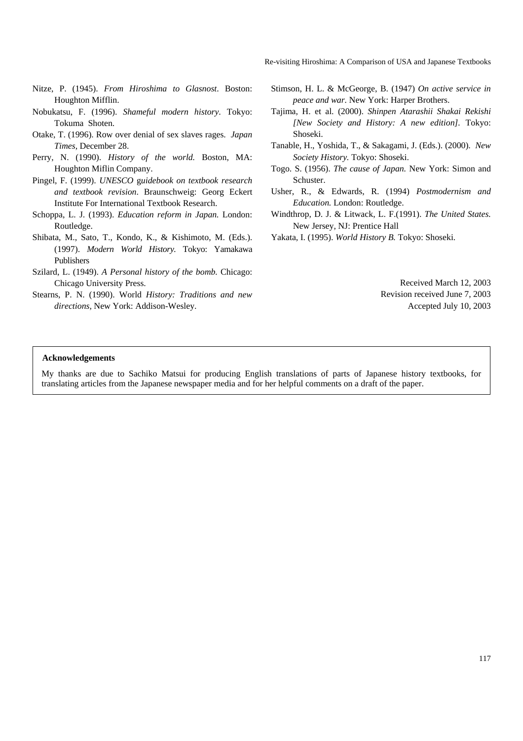Nitze, P. (1945). *From Hiroshima to Glasnost*. Boston: Houghton Mifflin.

Nobukatsu, F. (1996). *Shameful modern history*. Tokyo: Tokuma Shoten.

Otake, T. (1996). Row over denial of sex slaves rages. *Japan Times*, December 28.

Perry, N. (1990). *History of the world.* Boston, MA: Houghton Miflin Company.

Pingel, F. (1999). *UNESCO guidebook on textbook research and textbook revision*. Braunschweig: Georg Eckert Institute For International Textbook Research.

Schoppa, L. J. (1993). *Education reform in Japan.* London: Routledge.

Shibata, M., Sato, T., Kondo, K., & Kishimoto, M. (Eds.). (1997). *Modern World History.* Tokyo: Yamakawa Publishers

Szilard, L. (1949). *A Personal history of the bomb.* Chicago: Chicago University Press.

Stearns, P. N. (1990). World *History: Traditions and new directions,* New York: Addison-Wesley.

Stimson, H. L. & McGeorge, B. (1947) *On active service in peace and war*. New York: Harper Brothers.

Tajima, H. et al. (2000). *Shinpen Atarashii Shakai Rekishi [New Society and History: A new edition]*. Tokyo: Shoseki.

Tanable, H., Yoshida, T., & Sakagami, J. (Eds.). (2000). *New Society History.* Tokyo: Shoseki.

Togo. S. (1956). *The cause of Japan.* New York: Simon and Schuster.

Usher, R., & Edwards, R. (1994) *Postmodernism and Education.* London: Routledge.

Windthrop, D. J. & Litwack, L. F.(1991). *The United States.* New Jersey, NJ: Prentice Hall

Yakata, I. (1995). *World History B.* Tokyo: Shoseki.

Received March 12, 2003
Revision received June 7, 2003
Accepted July 10, 2003

**Acknowledgements**

My thanks are due to Sachiko Matsui for producing English translations of parts of Japanese history textbooks, for translating articles from the Japanese newspaper media and for her helpful comments on a draft of the paper.